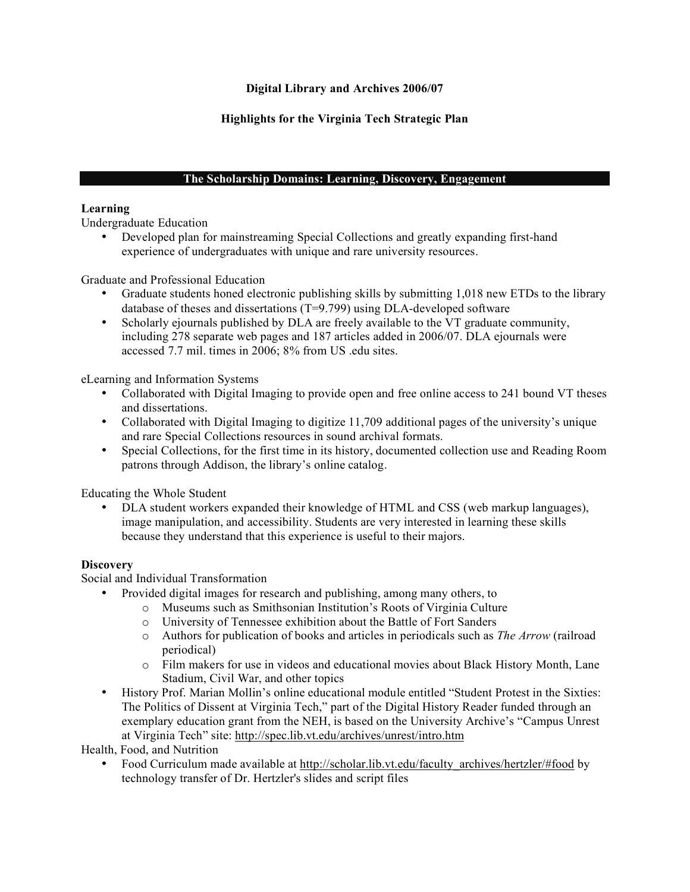# Digital Library and Archives 2006/07

## Highlights for the Virginia Tech Strategic Plan

## The Scholarship Domains: Learning, Discovery, Engagement

**Learning**

Undergraduate Education

- Developed plan for mainstreaming Special Collections and greatly expanding first-hand experience of undergraduates with unique and rare university resources.

Graduate and Professional Education

- Graduate students honed electronic publishing skills by submitting 1,018 new ETDs to the library database of theses and dissertations (T=9.799) using DLA-developed software
- Scholarly ejournals published by DLA are freely available to the VT graduate community, including 278 separate web pages and 187 articles added in 2006/07. DLA ejournals were accessed 7.7 mil. times in 2006; 8% from US .edu sites.

eLearning and Information Systems

- Collaborated with Digital Imaging to provide open and free online access to 241 bound VT theses and dissertations.
- Collaborated with Digital Imaging to digitize 11,709 additional pages of the university's unique and rare Special Collections resources in sound archival formats.
- Special Collections, for the first time in its history, documented collection use and Reading Room patrons through Addison, the library's online catalog.

Educating the Whole Student

- DLA student workers expanded their knowledge of HTML and CSS (web markup languages), image manipulation, and accessibility. Students are very interested in learning these skills because they understand that this experience is useful to their majors.

**Discovery**

Social and Individual Transformation

- Provided digital images for research and publishing, among many others, to
  - Museums such as Smithsonian Institution's Roots of Virginia Culture
  - University of Tennessee exhibition about the Battle of Fort Sanders
  - Authors for publication of books and articles in periodicals such as *The Arrow* (railroad periodical)
  - Film makers for use in videos and educational movies about Black History Month, Lane Stadium, Civil War, and other topics
- History Prof. Marian Mollin's online educational module entitled "Student Protest in the Sixties: The Politics of Dissent at Virginia Tech," part of the Digital History Reader funded through an exemplary education grant from the NEH, is based on the University Archive's "Campus Unrest at Virginia Tech" site: http://spec.lib.vt.edu/archives/unrest/intro.htm

Health, Food, and Nutrition

- Food Curriculum made available at http://scholar.lib.vt.edu/faculty_archives/hertzler/#food by technology transfer of Dr. Hertzler's slides and script files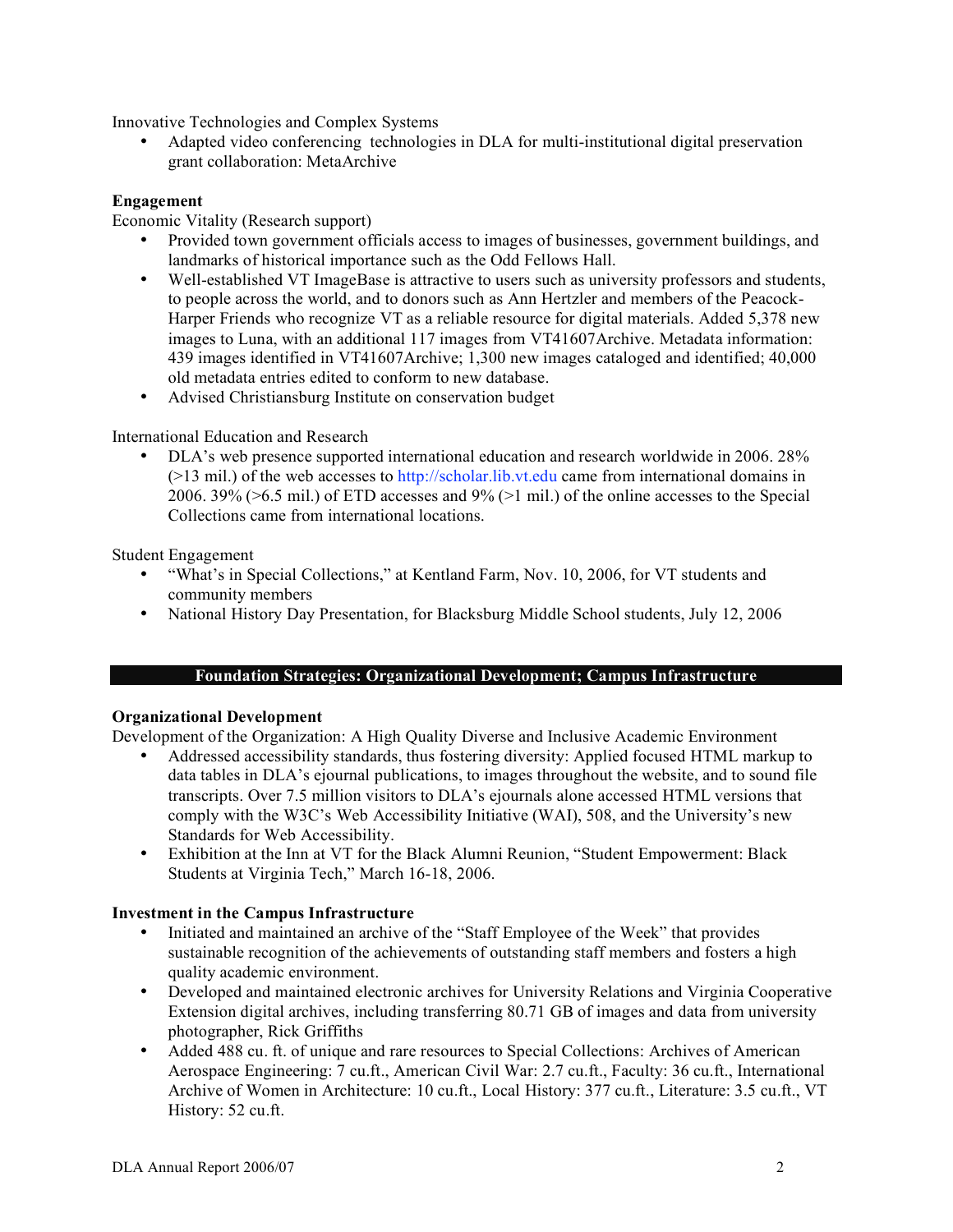Innovative Technologies and Complex Systems

- Adapted video conferencing technologies in DLA for multi-institutional digital preservation grant collaboration: MetaArchive

**Engagement**

Economic Vitality (Research support)

- Provided town government officials access to images of businesses, government buildings, and landmarks of historical importance such as the Odd Fellows Hall.
- Well-established VT ImageBase is attractive to users such as university professors and students, to people across the world, and to donors such as Ann Hertzler and members of the Peacock-Harper Friends who recognize VT as a reliable resource for digital materials. Added 5,378 new images to Luna, with an additional 117 images from VT41607Archive. Metadata information: 439 images identified in VT41607Archive; 1,300 new images cataloged and identified; 40,000 old metadata entries edited to conform to new database.
- Advised Christiansburg Institute on conservation budget

International Education and Research

- DLA's web presence supported international education and research worldwide in 2006. 28% (>13 mil.) of the web accesses to http://scholar.lib.vt.edu came from international domains in 2006. 39% (>6.5 mil.) of ETD accesses and 9% (>1 mil.) of the online accesses to the Special Collections came from international locations.

Student Engagement

- "What's in Special Collections," at Kentland Farm, Nov. 10, 2006, for VT students and community members
- National History Day Presentation, for Blacksburg Middle School students, July 12, 2006

## Foundation Strategies: Organizational Development; Campus Infrastructure

**Organizational Development**

Development of the Organization: A High Quality Diverse and Inclusive Academic Environment

- Addressed accessibility standards, thus fostering diversity: Applied focused HTML markup to data tables in DLA's ejournal publications, to images throughout the website, and to sound file transcripts. Over 7.5 million visitors to DLA's ejournals alone accessed HTML versions that comply with the W3C's Web Accessibility Initiative (WAI), 508, and the University's new Standards for Web Accessibility.
- Exhibition at the Inn at VT for the Black Alumni Reunion, "Student Empowerment: Black Students at Virginia Tech," March 16-18, 2006.

**Investment in the Campus Infrastructure**

- Initiated and maintained an archive of the "Staff Employee of the Week" that provides sustainable recognition of the achievements of outstanding staff members and fosters a high quality academic environment.
- Developed and maintained electronic archives for University Relations and Virginia Cooperative Extension digital archives, including transferring 80.71 GB of images and data from university photographer, Rick Griffiths
- Added 488 cu. ft. of unique and rare resources to Special Collections: Archives of American Aerospace Engineering: 7 cu.ft., American Civil War: 2.7 cu.ft., Faculty: 36 cu.ft., International Archive of Women in Architecture: 10 cu.ft., Local History: 377 cu.ft., Literature: 3.5 cu.ft., VT History: 52 cu.ft.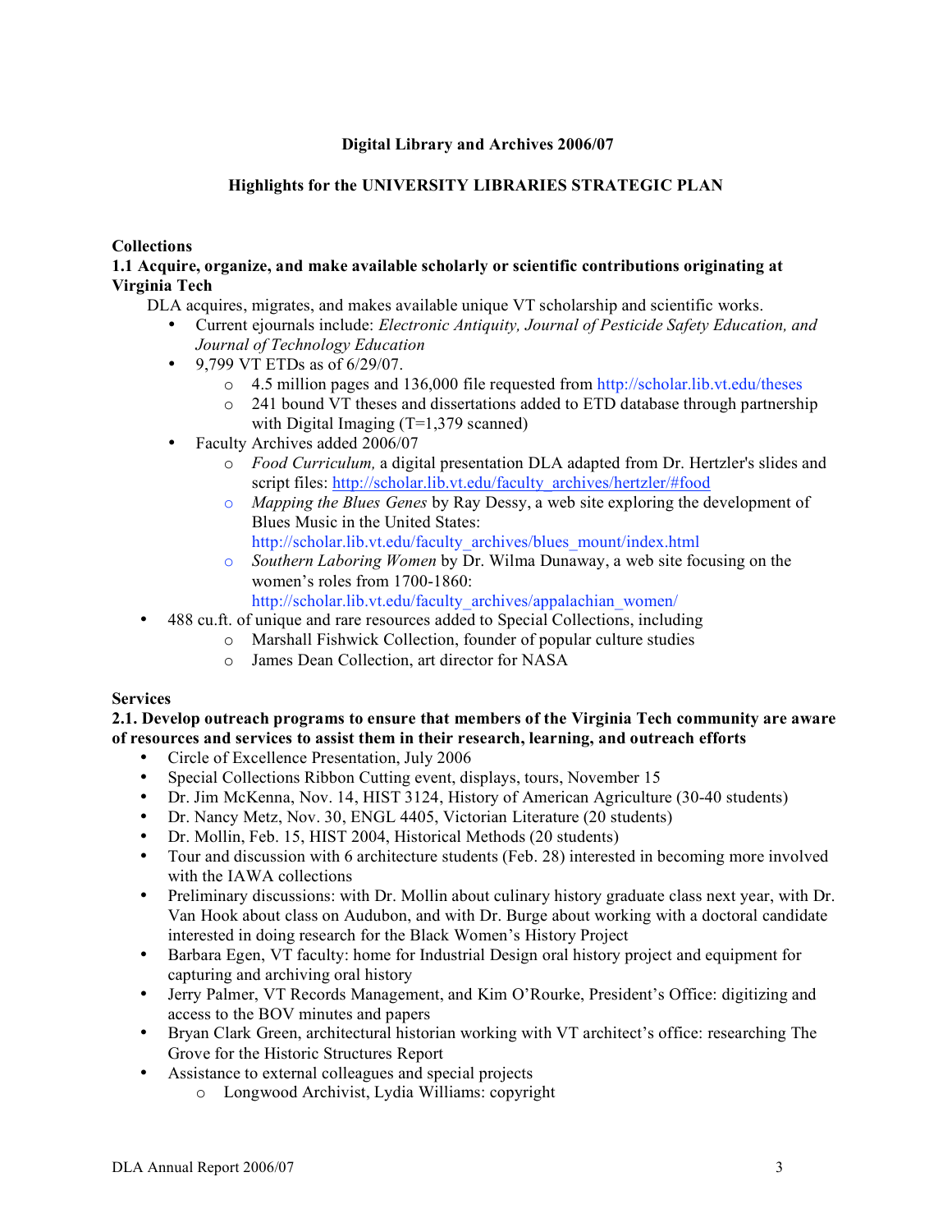**Digital Library and Archives 2006/07**

**Highlights for the UNIVERSITY LIBRARIES STRATEGIC PLAN**

**Collections**

**1.1 Acquire, organize, and make available scholarly or scientific contributions originating at Virginia Tech**

DLA acquires, migrates, and makes available unique VT scholarship and scientific works.

- Current ejournals include: *Electronic Antiquity, Journal of Pesticide Safety Education, and Journal of Technology Education*
- 9,799 VT ETDs as of 6/29/07.
  - 4.5 million pages and 136,000 file requested from http://scholar.lib.vt.edu/theses
  - 241 bound VT theses and dissertations added to ETD database through partnership with Digital Imaging (T=1,379 scanned)
- Faculty Archives added 2006/07
  - *Food Curriculum,* a digital presentation DLA adapted from Dr. Hertzler's slides and script files: http://scholar.lib.vt.edu/faculty_archives/hertzler/#food
  - *Mapping the Blues Genes* by Ray Dessy, a web site exploring the development of Blues Music in the United States: http://scholar.lib.vt.edu/faculty_archives/blues_mount/index.html
  - *Southern Laboring Women* by Dr. Wilma Dunaway, a web site focusing on the women's roles from 1700-1860: http://scholar.lib.vt.edu/faculty_archives/appalachian_women/
- 488 cu.ft. of unique and rare resources added to Special Collections, including
  - Marshall Fishwick Collection, founder of popular culture studies
  - James Dean Collection, art director for NASA

**Services**

**2.1. Develop outreach programs to ensure that members of the Virginia Tech community are aware of resources and services to assist them in their research, learning, and outreach efforts**

- Circle of Excellence Presentation, July 2006
- Special Collections Ribbon Cutting event, displays, tours, November 15
- Dr. Jim McKenna, Nov. 14, HIST 3124, History of American Agriculture (30-40 students)
- Dr. Nancy Metz, Nov. 30, ENGL 4405, Victorian Literature (20 students)
- Dr. Mollin, Feb. 15, HIST 2004, Historical Methods (20 students)
- Tour and discussion with 6 architecture students (Feb. 28) interested in becoming more involved with the IAWA collections
- Preliminary discussions: with Dr. Mollin about culinary history graduate class next year, with Dr. Van Hook about class on Audubon, and with Dr. Burge about working with a doctoral candidate interested in doing research for the Black Women's History Project
- Barbara Egen, VT faculty: home for Industrial Design oral history project and equipment for capturing and archiving oral history
- Jerry Palmer, VT Records Management, and Kim O'Rourke, President's Office: digitizing and access to the BOV minutes and papers
- Bryan Clark Green, architectural historian working with VT architect's office: researching The Grove for the Historic Structures Report
- Assistance to external colleagues and special projects
  - Longwood Archivist, Lydia Williams: copyright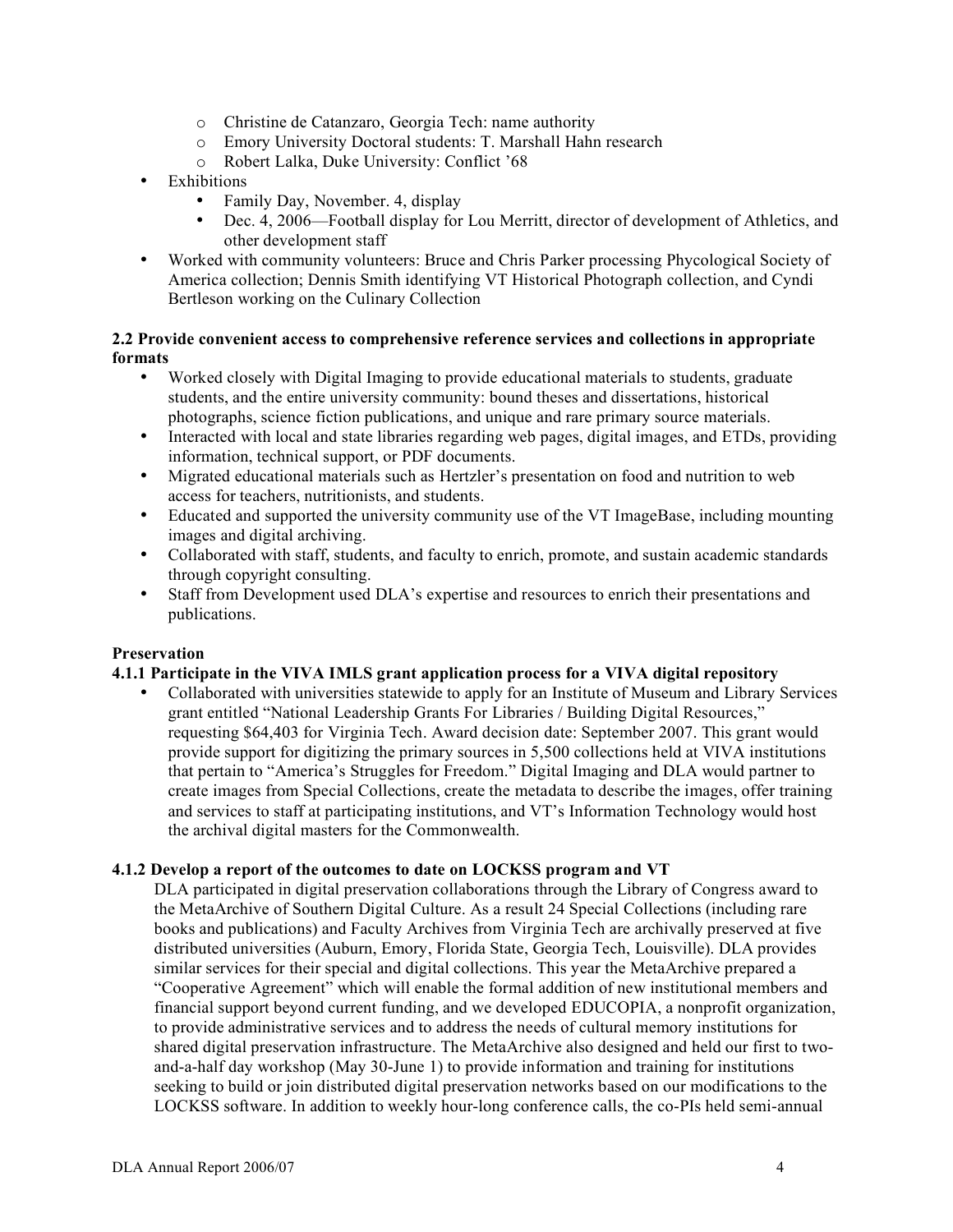- Christine de Catanzaro, Georgia Tech: name authority
  - Emory University Doctoral students: T. Marshall Hahn research
  - Robert Lalka, Duke University: Conflict '68
- Exhibitions
  - Family Day, November. 4, display
  - Dec. 4, 2006—Football display for Lou Merritt, director of development of Athletics, and other development staff
- Worked with community volunteers: Bruce and Chris Parker processing Phycological Society of America collection; Dennis Smith identifying VT Historical Photograph collection, and Cyndi Bertleson working on the Culinary Collection

**2.2 Provide convenient access to comprehensive reference services and collections in appropriate formats**

- Worked closely with Digital Imaging to provide educational materials to students, graduate students, and the entire university community: bound theses and dissertations, historical photographs, science fiction publications, and unique and rare primary source materials.
- Interacted with local and state libraries regarding web pages, digital images, and ETDs, providing information, technical support, or PDF documents.
- Migrated educational materials such as Hertzler's presentation on food and nutrition to web access for teachers, nutritionists, and students.
- Educated and supported the university community use of the VT ImageBase, including mounting images and digital archiving.
- Collaborated with staff, students, and faculty to enrich, promote, and sustain academic standards through copyright consulting.
- Staff from Development used DLA's expertise and resources to enrich their presentations and publications.

**Preservation**

**4.1.1 Participate in the VIVA IMLS grant application process for a VIVA digital repository**

- Collaborated with universities statewide to apply for an Institute of Museum and Library Services grant entitled "National Leadership Grants For Libraries / Building Digital Resources," requesting $64,403 for Virginia Tech. Award decision date: September 2007. This grant would provide support for digitizing the primary sources in 5,500 collections held at VIVA institutions that pertain to "America's Struggles for Freedom." Digital Imaging and DLA would partner to create images from Special Collections, create the metadata to describe the images, offer training and services to staff at participating institutions, and VT's Information Technology would host the archival digital masters for the Commonwealth.

**4.1.2 Develop a report of the outcomes to date on LOCKSS program and VT**

DLA participated in digital preservation collaborations through the Library of Congress award to the MetaArchive of Southern Digital Culture. As a result 24 Special Collections (including rare books and publications) and Faculty Archives from Virginia Tech are archivally preserved at five distributed universities (Auburn, Emory, Florida State, Georgia Tech, Louisville). DLA provides similar services for their special and digital collections. This year the MetaArchive prepared a "Cooperative Agreement" which will enable the formal addition of new institutional members and financial support beyond current funding, and we developed EDUCOPIA, a nonprofit organization, to provide administrative services and to address the needs of cultural memory institutions for shared digital preservation infrastructure. The MetaArchive also designed and held our first to two-and-a-half day workshop (May 30-June 1) to provide information and training for institutions seeking to build or join distributed digital preservation networks based on our modifications to the LOCKSS software. In addition to weekly hour-long conference calls, the co-PIs held semi-annual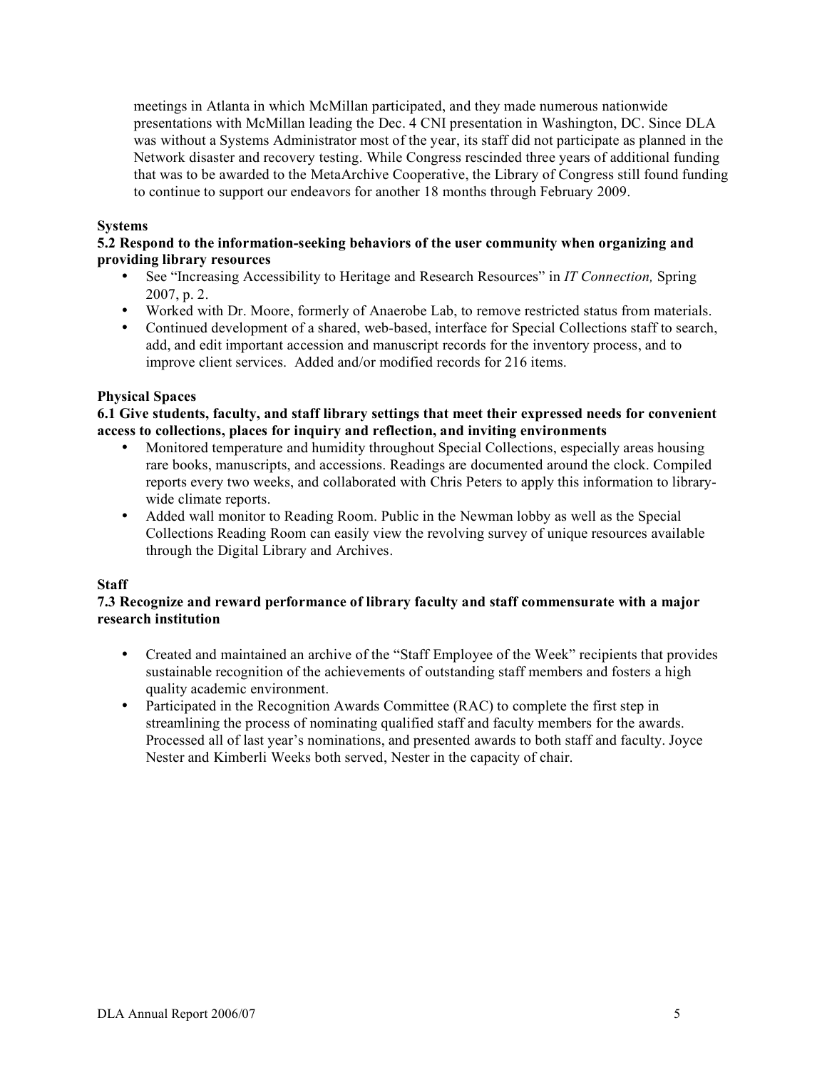meetings in Atlanta in which McMillan participated, and they made numerous nationwide presentations with McMillan leading the Dec. 4 CNI presentation in Washington, DC. Since DLA was without a Systems Administrator most of the year, its staff did not participate as planned in the Network disaster and recovery testing. While Congress rescinded three years of additional funding that was to be awarded to the MetaArchive Cooperative, the Library of Congress still found funding to continue to support our endeavors for another 18 months through February 2009.

**Systems**

**5.2 Respond to the information-seeking behaviors of the user community when organizing and providing library resources**

- See "Increasing Accessibility to Heritage and Research Resources" in *IT Connection,* Spring 2007, p. 2.
- Worked with Dr. Moore, formerly of Anaerobe Lab, to remove restricted status from materials.
- Continued development of a shared, web-based, interface for Special Collections staff to search, add, and edit important accession and manuscript records for the inventory process, and to improve client services. Added and/or modified records for 216 items.

**Physical Spaces**

**6.1 Give students, faculty, and staff library settings that meet their expressed needs for convenient access to collections, places for inquiry and reflection, and inviting environments**

- Monitored temperature and humidity throughout Special Collections, especially areas housing rare books, manuscripts, and accessions. Readings are documented around the clock. Compiled reports every two weeks, and collaborated with Chris Peters to apply this information to library-wide climate reports.
- Added wall monitor to Reading Room. Public in the Newman lobby as well as the Special Collections Reading Room can easily view the revolving survey of unique resources available through the Digital Library and Archives.

**Staff**

**7.3 Recognize and reward performance of library faculty and staff commensurate with a major research institution**

- Created and maintained an archive of the "Staff Employee of the Week" recipients that provides sustainable recognition of the achievements of outstanding staff members and fosters a high quality academic environment.
- Participated in the Recognition Awards Committee (RAC) to complete the first step in streamlining the process of nominating qualified staff and faculty members for the awards. Processed all of last year's nominations, and presented awards to both staff and faculty. Joyce Nester and Kimberli Weeks both served, Nester in the capacity of chair.